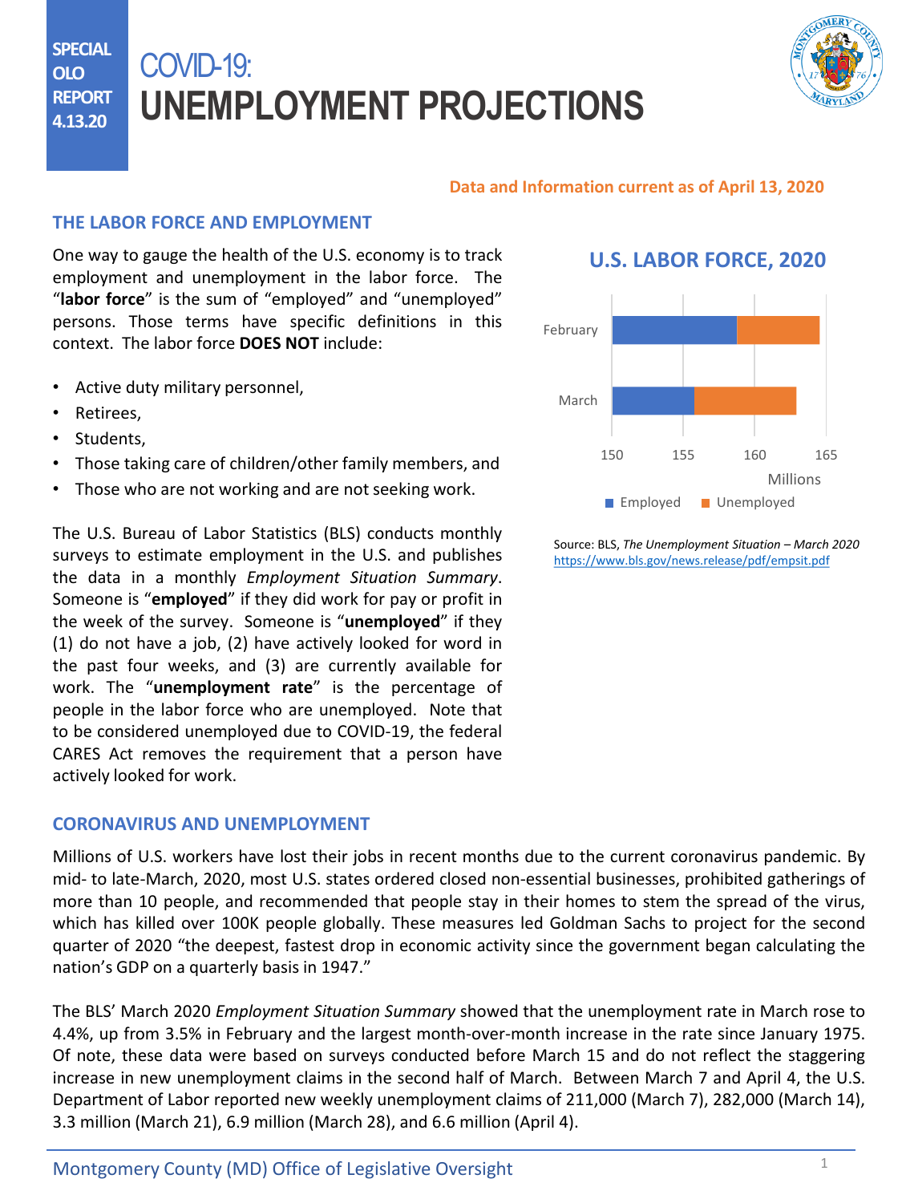**SPECIAL OLO REPORT 4.13.20**

# COVID-19: UNEMPLOYMENT PROJECTIONS

**Data and Information current as of April 13, 2020**

## THE LABOR FORCE AND EMPLOYMENT

One way to gauge the health of the U.S. economy is to track employment and unemployment in the labor force. The "**labor force**" is the sum of "employed" and "unemployed" persons. Those terms have specific definitions in this context. The labor force **DOES NOT** include:

- Active duty military personnel,
- Retirees,
- Students,
- Those taking care of children/other family members, and
- Those who are not working and are not seeking work.

The U.S. Bureau of Labor Statistics (BLS) conducts monthly surveys to estimate employment in the U.S. and publishes the data in a monthly *Employment Situation Summary*. Someone is "**employed**" if they did work for pay or profit in the week of the survey. Someone is "**unemployed**" if they (1) do not have a job, (2) have actively looked for word in the past four weeks, and (3) are currently available for work. The "**unemployment rate**" is the percentage of people in the labor force who are unemployed. Note that to be considered unemployed due to COVID-19, the federal CARES Act removes the requirement that a person have actively looked for work.

**U.S. LABOR FORCE, 2020**

(Bar chart: Employed and Unemployed, in millions, for February and March; axis 150–165)

Source: BLS, *The Unemployment Situation – March 2020* https://www.bls.gov/news.release/pdf/empsit.pdf

## CORONAVIRUS AND UNEMPLOYMENT

Millions of U.S. workers have lost their jobs in recent months due to the current coronavirus pandemic. By mid- to late-March, 2020, most U.S. states ordered closed non-essential businesses, prohibited gatherings of more than 10 people, and recommended that people stay in their homes to stem the spread of the virus, which has killed over 100K people globally. These measures led Goldman Sachs to project for the second quarter of 2020 "the deepest, fastest drop in economic activity since the government began calculating the nation's GDP on a quarterly basis in 1947."

The BLS' March 2020 *Employment Situation Summary* showed that the unemployment rate in March rose to 4.4%, up from 3.5% in February and the largest month-over-month increase in the rate since January 1975. Of note, these data were based on surveys conducted before March 15 and do not reflect the staggering increase in new unemployment claims in the second half of March. Between March 7 and April 4, the U.S. Department of Labor reported new weekly unemployment claims of 211,000 (March 7), 282,000 (March 14), 3.3 million (March 21), 6.9 million (March 28), and 6.6 million (April 4).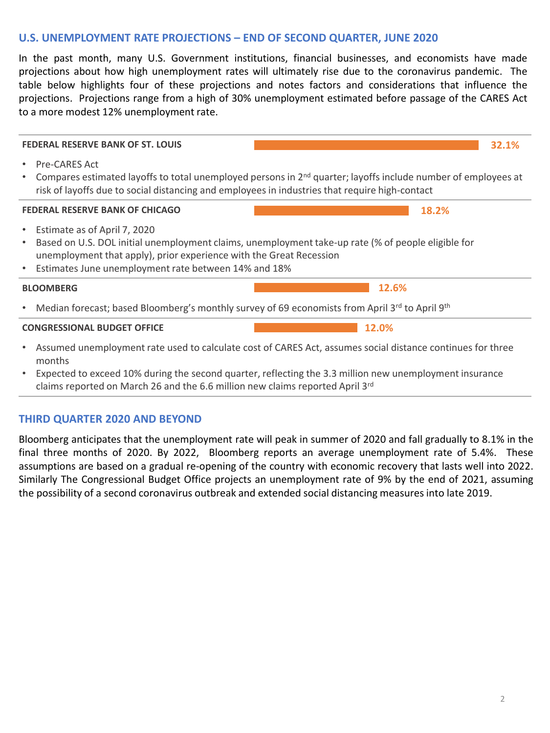## U.S. UNEMPLOYMENT RATE PROJECTIONS – END OF SECOND QUARTER, JUNE 2020

In the past month, many U.S. Government institutions, financial businesses, and economists have made projections about how high unemployment rates will ultimately rise due to the coronavirus pandemic. The table below highlights four of these projections and notes factors and considerations that influence the projections. Projections range from a high of 30% unemployment estimated before passage of the CARES Act to a more modest 12% unemployment rate.

**FEDERAL RESERVE BANK OF ST. LOUIS** — **32.1%**

- Pre-CARES Act
- Compares estimated layoffs to total unemployed persons in 2nd quarter; layoffs include number of employees at risk of layoffs due to social distancing and employees in industries that require high-contact

**FEDERAL RESERVE BANK OF CHICAGO** — **18.2%**

- Estimate as of April 7, 2020
- Based on U.S. DOL initial unemployment claims, unemployment take-up rate (% of people eligible for unemployment that apply), prior experience with the Great Recession
- Estimates June unemployment rate between 14% and 18%

**BLOOMBERG** — **12.6%**

- Median forecast; based Bloomberg's monthly survey of 69 economists from April 3rd to April 9th

**CONGRESSIONAL BUDGET OFFICE** — **12.0%**

- Assumed unemployment rate used to calculate cost of CARES Act, assumes social distance continues for three months
- Expected to exceed 10% during the second quarter, reflecting the 3.3 million new unemployment insurance claims reported on March 26 and the 6.6 million new claims reported April 3rd

## THIRD QUARTER 2020 AND BEYOND

Bloomberg anticipates that the unemployment rate will peak in summer of 2020 and fall gradually to 8.1% in the final three months of 2020. By 2022, Bloomberg reports an average unemployment rate of 5.4%. These assumptions are based on a gradual re-opening of the country with economic recovery that lasts well into 2022. Similarly The Congressional Budget Office projects an unemployment rate of 9% by the end of 2021, assuming the possibility of a second coronavirus outbreak and extended social distancing measures into late 2019.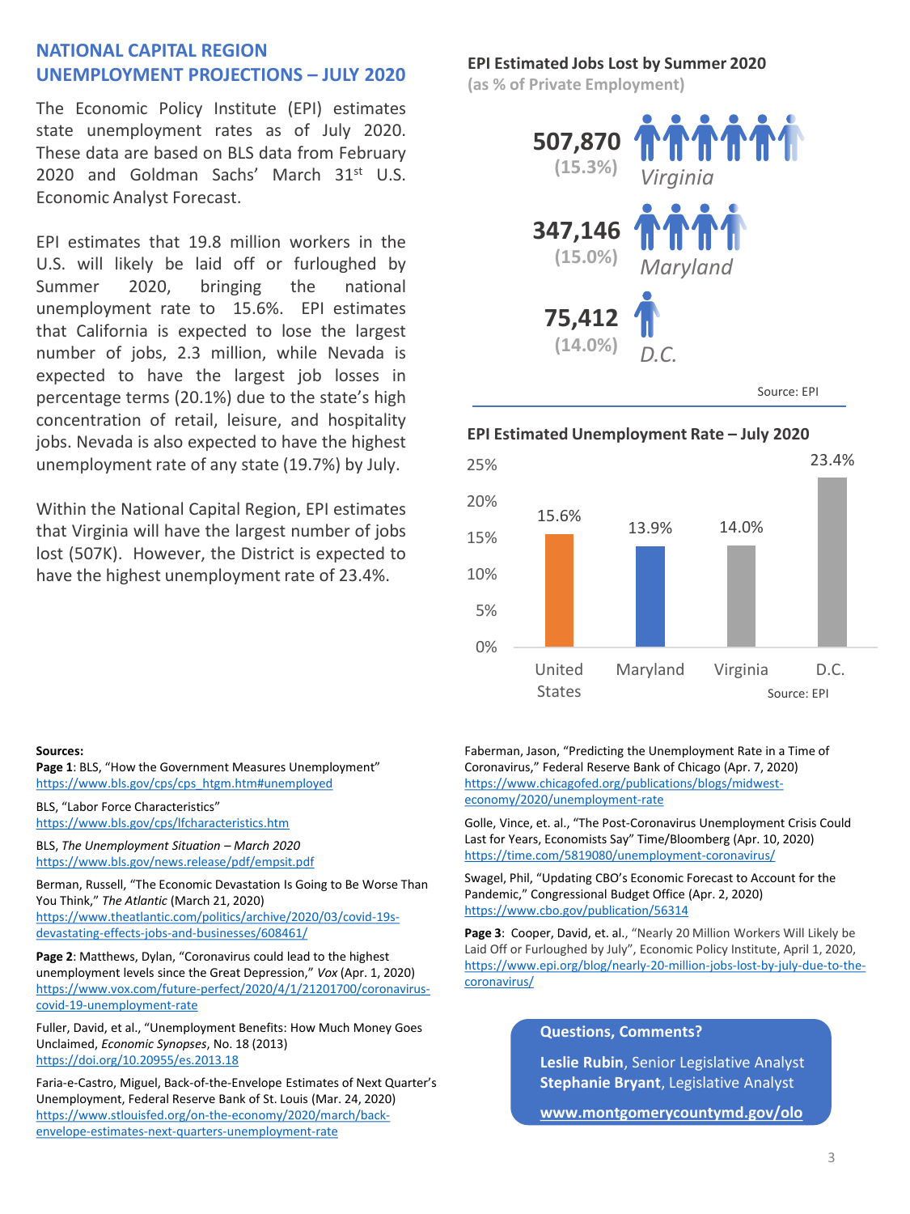## NATIONAL CAPITAL REGION UNEMPLOYMENT PROJECTIONS – JULY 2020

The Economic Policy Institute (EPI) estimates state unemployment rates as of July 2020. These data are based on BLS data from February 2020 and Goldman Sachs' March 31st U.S. Economic Analyst Forecast.

EPI estimates that 19.8 million workers in the U.S. will likely be laid off or furloughed by Summer 2020, bringing the national unemployment rate to 15.6%. EPI estimates that California is expected to lose the largest number of jobs, 2.3 million, while Nevada is expected to have the largest job losses in percentage terms (20.1%) due to the state's high concentration of retail, leisure, and hospitality jobs. Nevada is also expected to have the highest unemployment rate of any state (19.7%) by July.

Within the National Capital Region, EPI estimates that Virginia will have the largest number of jobs lost (507K). However, the District is expected to have the highest unemployment rate of 23.4%.

### EPI Estimated Jobs Lost by Summer 2020
(as % of Private Employment)

507,870 (15.3%) Virginia

347,146 (15.0%) Maryland

75,412 (14.0%) D.C.

Source: EPI

### EPI Estimated Unemployment Rate – July 2020

25%
20%
15%
10%
5%
0%

15.6% United States
13.9% Maryland
14.0% Virginia
23.4% D.C.

Source: EPI

**Sources:**

**Page 1**: BLS, "How the Government Measures Unemployment"
https://www.bls.gov/cps/cps_htgm.htm#unemployed

BLS, "Labor Force Characteristics"
https://www.bls.gov/cps/lfcharacteristics.htm

BLS, *The Unemployment Situation – March 2020*
https://www.bls.gov/news.release/pdf/empsit.pdf

Berman, Russell, "The Economic Devastation Is Going to Be Worse Than You Think," *The Atlantic* (March 21, 2020)
https://www.theatlantic.com/politics/archive/2020/03/covid-19s-devastating-effects-jobs-and-businesses/608461/

**Page 2**: Matthews, Dylan, "Coronavirus could lead to the highest unemployment levels since the Great Depression," *Vox* (Apr. 1, 2020)
https://www.vox.com/future-perfect/2020/4/1/21201700/coronavirus-covid-19-unemployment-rate

Fuller, David, et al., "Unemployment Benefits: How Much Money Goes Unclaimed, *Economic Synopses*, No. 18 (2013)
https://doi.org/10.20955/es.2013.18

Faria-e-Castro, Miguel, Back-of-the-Envelope Estimates of Next Quarter's Unemployment, Federal Reserve Bank of St. Louis (Mar. 24, 2020)
https://www.stlouisfed.org/on-the-economy/2020/march/back-envelope-estimates-next-quarters-unemployment-rate

Faberman, Jason, "Predicting the Unemployment Rate in a Time of Coronavirus," Federal Reserve Bank of Chicago (Apr. 7, 2020)
https://www.chicagofed.org/publications/blogs/midwest-economy/2020/unemployment-rate

Golle, Vince, et. al., "The Post-Coronavirus Unemployment Crisis Could Last for Years, Economists Say" Time/Bloomberg (Apr. 10, 2020)
https://time.com/5819080/unemployment-coronavirus/

Swagel, Phil, "Updating CBO's Economic Forecast to Account for the Pandemic," Congressional Budget Office (Apr. 2, 2020)
https://www.cbo.gov/publication/56314

**Page 3**: Cooper, David, et. al., "Nearly 20 Million Workers Will Likely be Laid Off or Furloughed by July", Economic Policy Institute, April 1, 2020,
https://www.epi.org/blog/nearly-20-million-jobs-lost-by-july-due-to-the-coronavirus/

**Questions, Comments?**

**Leslie Rubin**, Senior Legislative Analyst
**Stephanie Bryant**, Legislative Analyst

**www.montgomerycountymd.gov/olo**